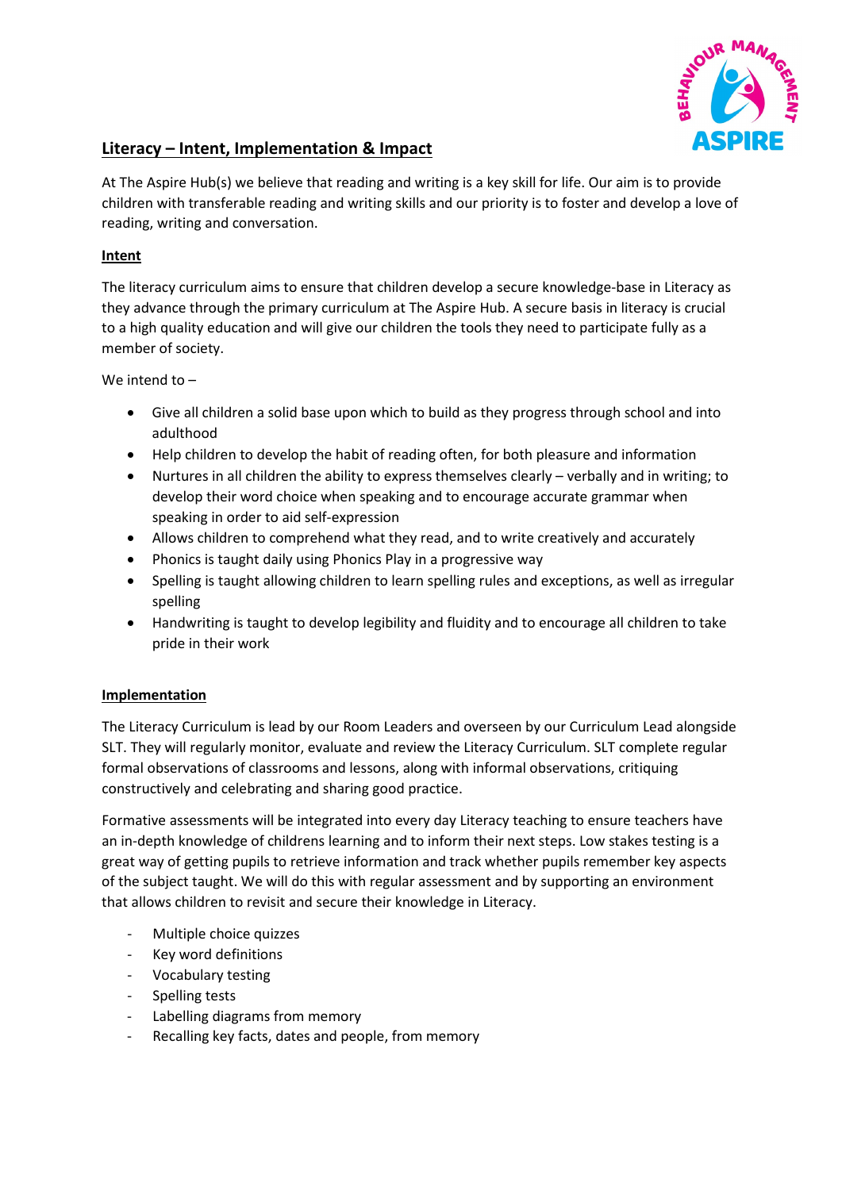## Literacy – Intent, Implementation & Impact

At The Aspire Hub(s) we believe that reading and writing is a key skill for life. Our aim is to provide children with transferable reading and writing skills and our priority is to foster and develop a love of reading, writing and conversation.

### Intent

The literacy curriculum aims to ensure that children develop a secure knowledge-base in Literacy as they advance through the primary curriculum at The Aspire Hub. A secure basis in literacy is crucial to a high quality education and will give our children the tools they need to participate fully as a member of society.

We intend to –

- Give all children a solid base upon which to build as they progress through school and into adulthood
- Help children to develop the habit of reading often, for both pleasure and information
- Nurtures in all children the ability to express themselves clearly – verbally and in writing; to develop their word choice when speaking and to encourage accurate grammar when speaking in order to aid self-expression
- Allows children to comprehend what they read, and to write creatively and accurately
- Phonics is taught daily using Phonics Play in a progressive way
- Spelling is taught allowing children to learn spelling rules and exceptions, as well as irregular spelling
- Handwriting is taught to develop legibility and fluidity and to encourage all children to take pride in their work

### Implementation

The Literacy Curriculum is lead by our Room Leaders and overseen by our Curriculum Lead alongside SLT. They will regularly monitor, evaluate and review the Literacy Curriculum. SLT complete regular formal observations of classrooms and lessons, along with informal observations, critiquing constructively and celebrating and sharing good practice.

Formative assessments will be integrated into every day Literacy teaching to ensure teachers have an in-depth knowledge of childrens learning and to inform their next steps. Low stakes testing is a great way of getting pupils to retrieve information and track whether pupils remember key aspects of the subject taught. We will do this with regular assessment and by supporting an environment that allows children to revisit and secure their knowledge in Literacy.

- Multiple choice quizzes
- Key word definitions
- Vocabulary testing
- Spelling tests
- Labelling diagrams from memory
- Recalling key facts, dates and people, from memory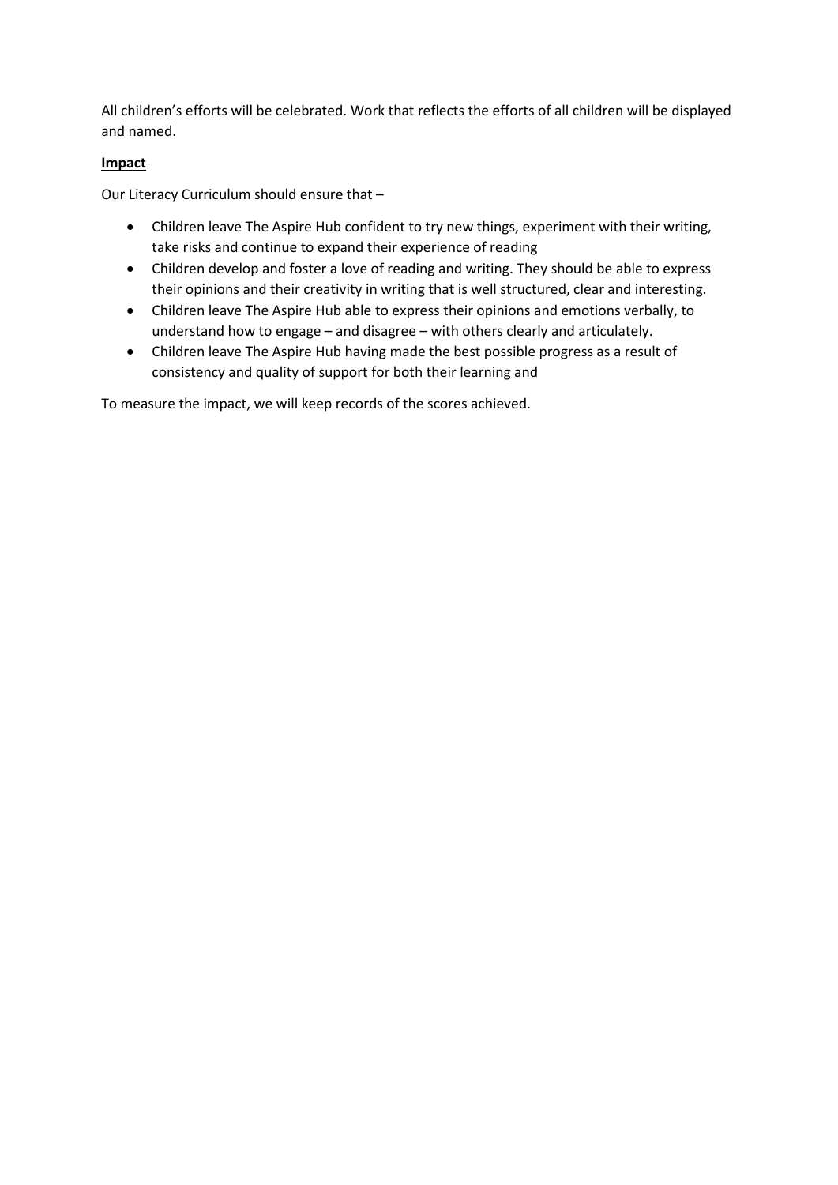All children's efforts will be celebrated. Work that reflects the efforts of all children will be displayed and named.

**Impact**

Our Literacy Curriculum should ensure that –

- Children leave The Aspire Hub confident to try new things, experiment with their writing, take risks and continue to expand their experience of reading
- Children develop and foster a love of reading and writing. They should be able to express their opinions and their creativity in writing that is well structured, clear and interesting.
- Children leave The Aspire Hub able to express their opinions and emotions verbally, to understand how to engage – and disagree – with others clearly and articulately.
- Children leave The Aspire Hub having made the best possible progress as a result of consistency and quality of support for both their learning and

To measure the impact, we will keep records of the scores achieved.